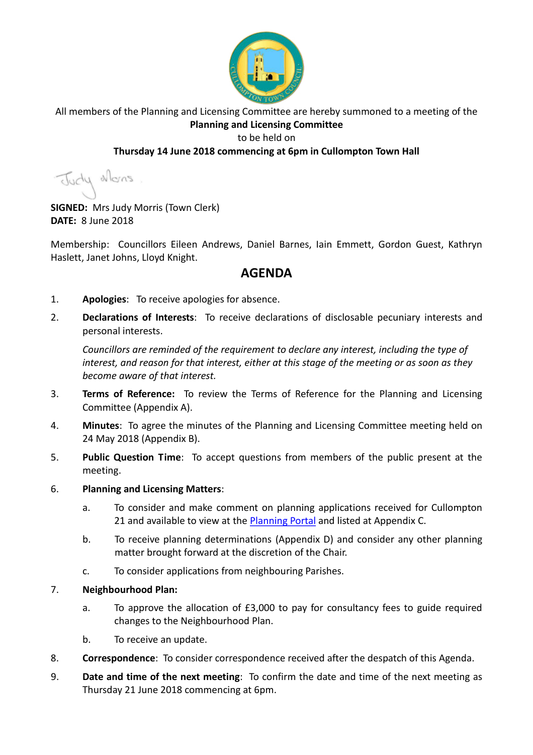All members of the Planning and Licensing Committee are hereby summoned to a meeting of the

**Planning and Licensing Committee**

to be held on

**Thursday 14 June 2018 commencing at 6pm in Cullompton Town Hall**

Judy Morris

**SIGNED:** Mrs Judy Morris (Town Clerk)
**DATE:** 8 June 2018

Membership: Councillors Eileen Andrews, Daniel Barnes, Iain Emmett, Gordon Guest, Kathryn Haslett, Janet Johns, Lloyd Knight.

## AGENDA

1. **Apologies**: To receive apologies for absence.

2. **Declarations of Interests**: To receive declarations of disclosable pecuniary interests and personal interests.

   *Councillors are reminded of the requirement to declare any interest, including the type of interest, and reason for that interest, either at this stage of the meeting or as soon as they become aware of that interest.*

3. **Terms of Reference:** To review the Terms of Reference for the Planning and Licensing Committee (Appendix A).

4. **Minutes**: To agree the minutes of the Planning and Licensing Committee meeting held on 24 May 2018 (Appendix B).

5. **Public Question Time**: To accept questions from members of the public present at the meeting.

6. **Planning and Licensing Matters**:

   a. To consider and make comment on planning applications received for Cullompton 21 and available to view at the Planning Portal and listed at Appendix C.

   b. To receive planning determinations (Appendix D) and consider any other planning matter brought forward at the discretion of the Chair.

   c. To consider applications from neighbouring Parishes.

7. **Neighbourhood Plan:**

   a. To approve the allocation of £3,000 to pay for consultancy fees to guide required changes to the Neighbourhood Plan.

   b. To receive an update.

8. **Correspondence**: To consider correspondence received after the despatch of this Agenda.

9. **Date and time of the next meeting**: To confirm the date and time of the next meeting as Thursday 21 June 2018 commencing at 6pm.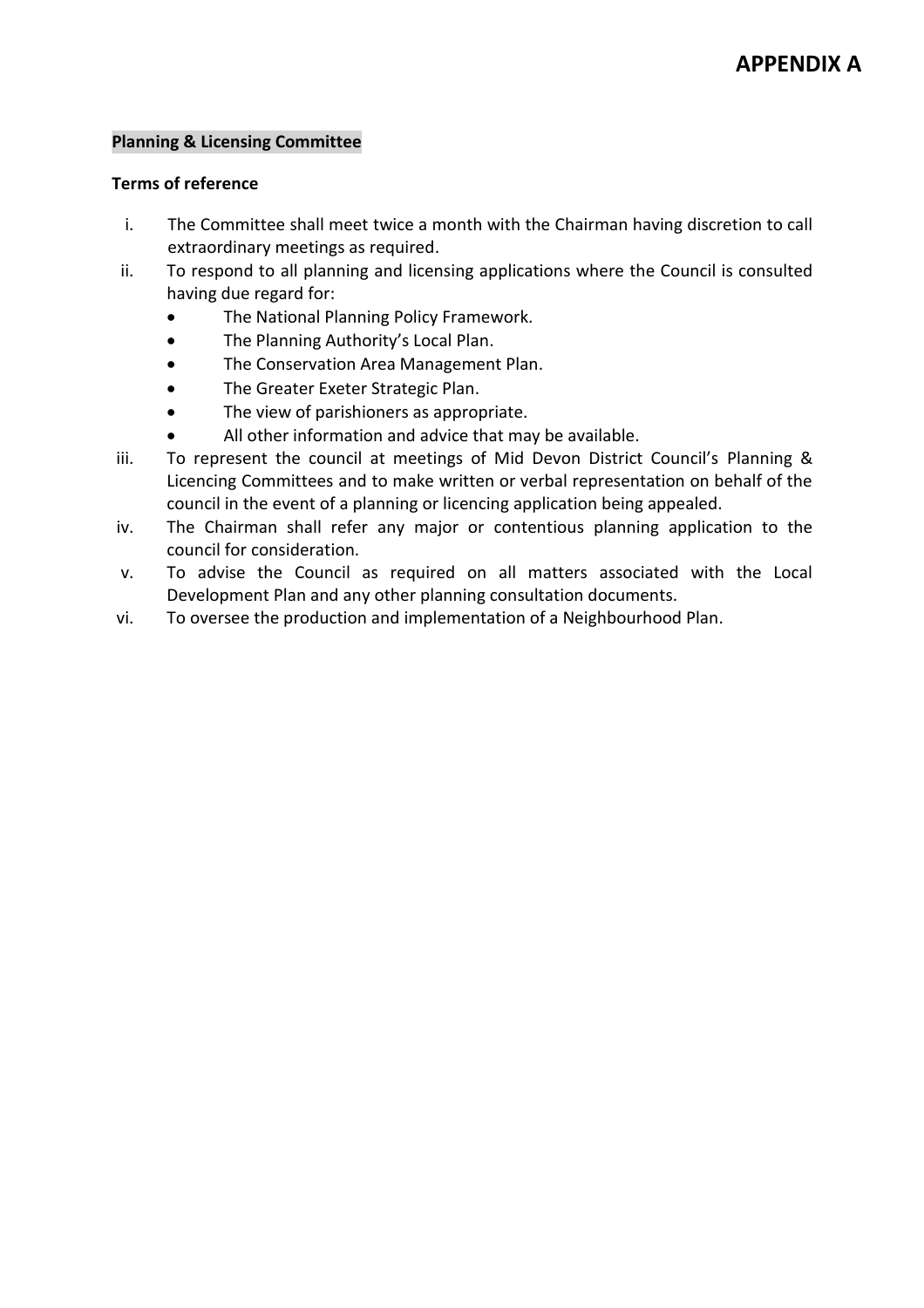# APPENDIX A

**Planning & Licensing Committee**

**Terms of reference**

i. The Committee shall meet twice a month with the Chairman having discretion to call extraordinary meetings as required.
ii. To respond to all planning and licensing applications where the Council is consulted having due regard for:
    - The National Planning Policy Framework.
    - The Planning Authority's Local Plan.
    - The Conservation Area Management Plan.
    - The Greater Exeter Strategic Plan.
    - The view of parishioners as appropriate.
    - All other information and advice that may be available.
iii. To represent the council at meetings of Mid Devon District Council's Planning & Licencing Committees and to make written or verbal representation on behalf of the council in the event of a planning or licencing application being appealed.
iv. The Chairman shall refer any major or contentious planning application to the council for consideration.
v. To advise the Council as required on all matters associated with the Local Development Plan and any other planning consultation documents.
vi. To oversee the production and implementation of a Neighbourhood Plan.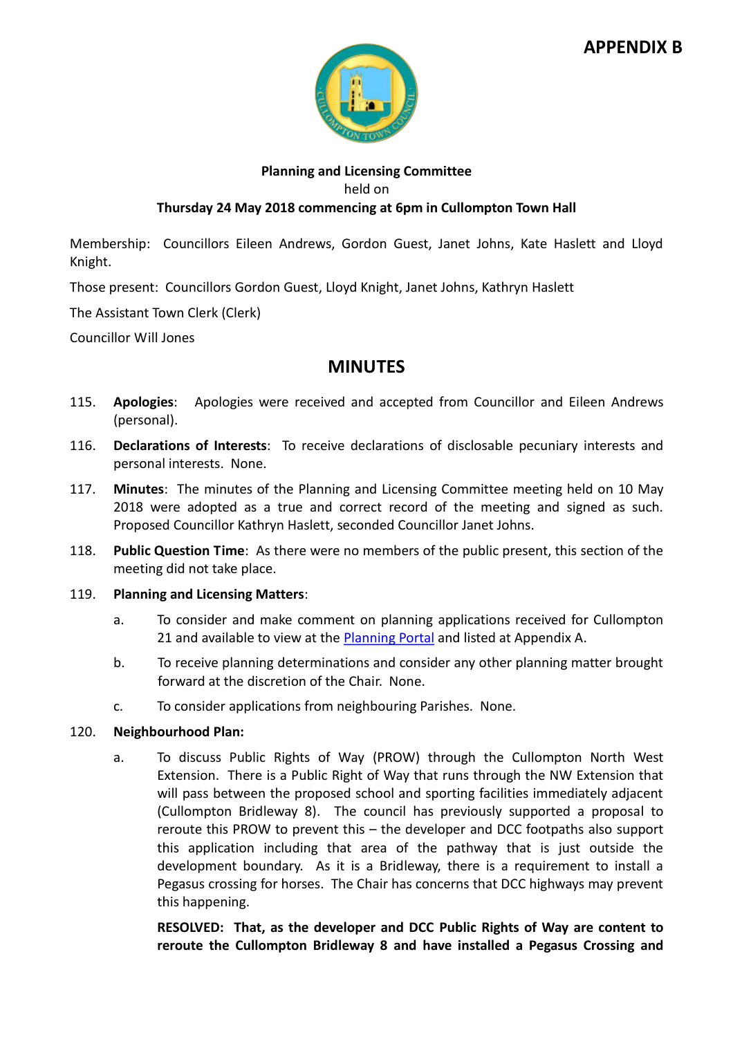**APPENDIX B**

**Planning and Licensing Committee**
held on
**Thursday 24 May 2018 commencing at 6pm in Cullompton Town Hall**

Membership: Councillors Eileen Andrews, Gordon Guest, Janet Johns, Kate Haslett and Lloyd Knight.

Those present: Councillors Gordon Guest, Lloyd Knight, Janet Johns, Kathryn Haslett

The Assistant Town Clerk (Clerk)

Councillor Will Jones

## MINUTES

115. **Apologies**: Apologies were received and accepted from Councillor and Eileen Andrews (personal).

116. **Declarations of Interests**: To receive declarations of disclosable pecuniary interests and personal interests. None.

117. **Minutes**: The minutes of the Planning and Licensing Committee meeting held on 10 May 2018 were adopted as a true and correct record of the meeting and signed as such. Proposed Councillor Kathryn Haslett, seconded Councillor Janet Johns.

118. **Public Question Time**: As there were no members of the public present, this section of the meeting did not take place.

119. **Planning and Licensing Matters**:

    a. To consider and make comment on planning applications received for Cullompton 21 and available to view at the Planning Portal and listed at Appendix A.

    b. To receive planning determinations and consider any other planning matter brought forward at the discretion of the Chair. None.

    c. To consider applications from neighbouring Parishes. None.

120. **Neighbourhood Plan:**

    a. To discuss Public Rights of Way (PROW) through the Cullompton North West Extension. There is a Public Right of Way that runs through the NW Extension that will pass between the proposed school and sporting facilities immediately adjacent (Cullompton Bridleway 8). The council has previously supported a proposal to reroute this PROW to prevent this – the developer and DCC footpaths also support this application including that area of the pathway that is just outside the development boundary. As it is a Bridleway, there is a requirement to install a Pegasus crossing for horses. The Chair has concerns that DCC highways may prevent this happening.

    **RESOLVED: That, as the developer and DCC Public Rights of Way are content to reroute the Cullompton Bridleway 8 and have installed a Pegasus Crossing and**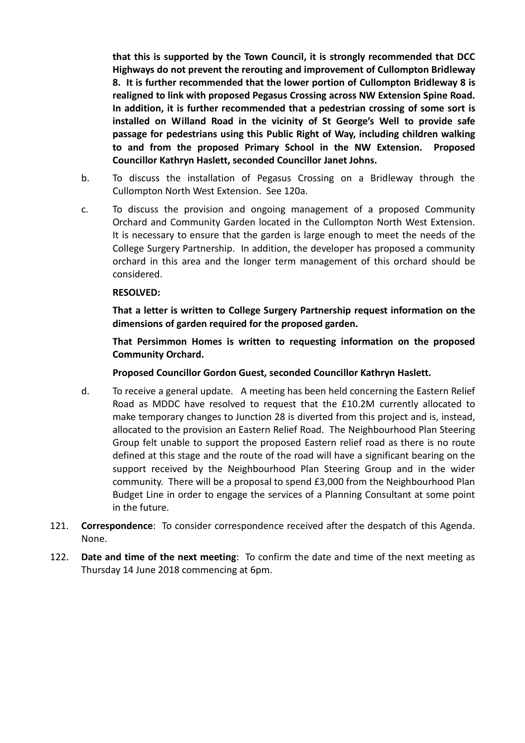**that this is supported by the Town Council, it is strongly recommended that DCC Highways do not prevent the rerouting and improvement of Cullompton Bridleway 8. It is further recommended that the lower portion of Cullompton Bridleway 8 is realigned to link with proposed Pegasus Crossing across NW Extension Spine Road. In addition, it is further recommended that a pedestrian crossing of some sort is installed on Willand Road in the vicinity of St George's Well to provide safe passage for pedestrians using this Public Right of Way, including children walking to and from the proposed Primary School in the NW Extension. Proposed Councillor Kathryn Haslett, seconded Councillor Janet Johns.**

b. To discuss the installation of Pegasus Crossing on a Bridleway through the Cullompton North West Extension. See 120a.

c. To discuss the provision and ongoing management of a proposed Community Orchard and Community Garden located in the Cullompton North West Extension. It is necessary to ensure that the garden is large enough to meet the needs of the College Surgery Partnership. In addition, the developer has proposed a community orchard in this area and the longer term management of this orchard should be considered.

   **RESOLVED:**

   **That a letter is written to College Surgery Partnership request information on the dimensions of garden required for the proposed garden.**

   **That Persimmon Homes is written to requesting information on the proposed Community Orchard.**

   **Proposed Councillor Gordon Guest, seconded Councillor Kathryn Haslett.**

d. To receive a general update. A meeting has been held concerning the Eastern Relief Road as MDDC have resolved to request that the £10.2M currently allocated to make temporary changes to Junction 28 is diverted from this project and is, instead, allocated to the provision an Eastern Relief Road. The Neighbourhood Plan Steering Group felt unable to support the proposed Eastern relief road as there is no route defined at this stage and the route of the road will have a significant bearing on the support received by the Neighbourhood Plan Steering Group and in the wider community. There will be a proposal to spend £3,000 from the Neighbourhood Plan Budget Line in order to engage the services of a Planning Consultant at some point in the future.

121. **Correspondence**: To consider correspondence received after the despatch of this Agenda. None.

122. **Date and time of the next meeting**: To confirm the date and time of the next meeting as Thursday 14 June 2018 commencing at 6pm.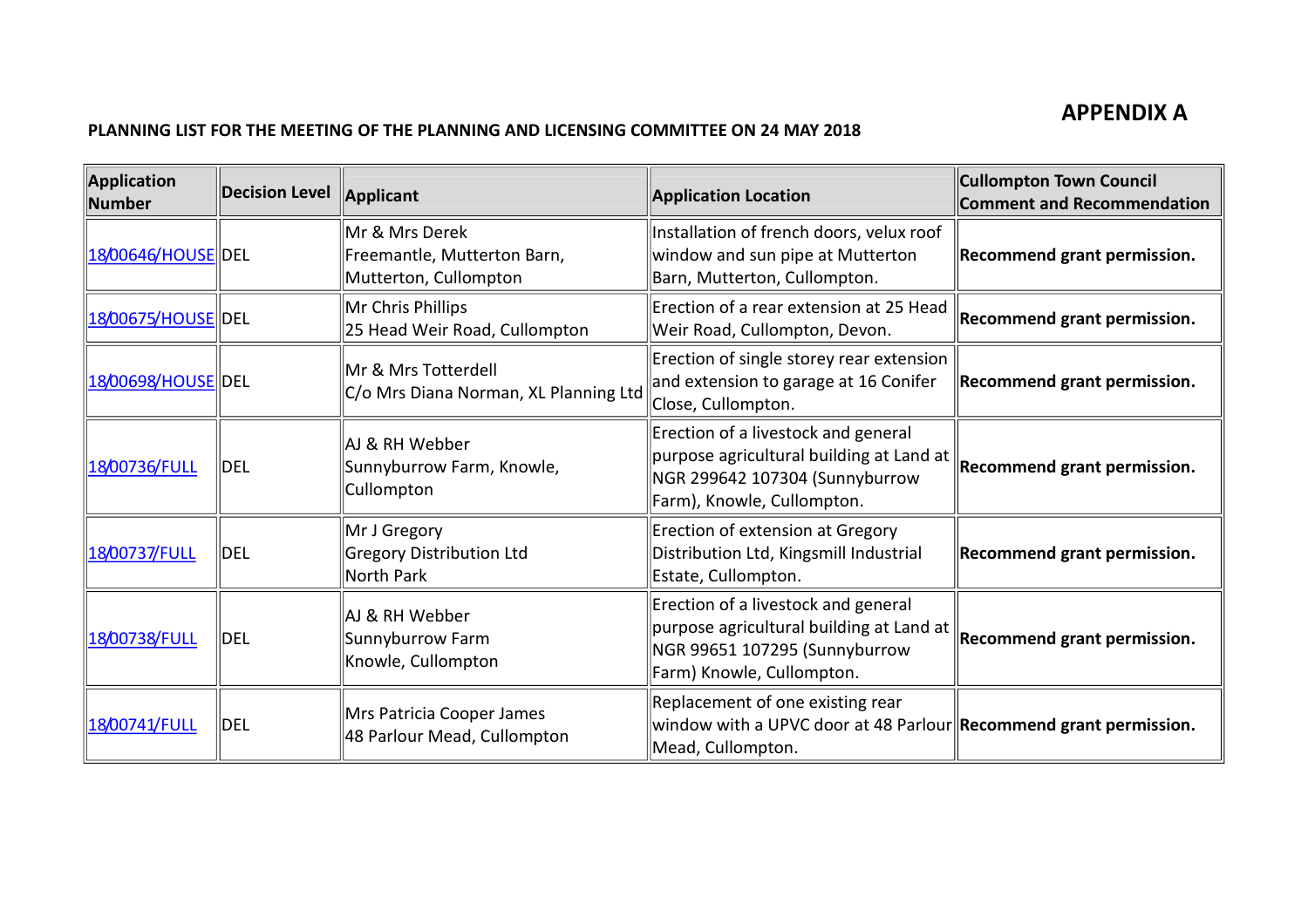# APPENDIX A

**PLANNING LIST FOR THE MEETING OF THE PLANNING AND LICENSING COMMITTEE ON 24 MAY 2018**

| Application Number | Decision Level | Applicant | Application Location | Cullompton Town Council Comment and Recommendation |
|---|---|---|---|---|
| 18/00646/HOUSE | DEL | Mr & Mrs Derek Freemantle, Mutterton Barn, Mutterton, Cullompton | Installation of french doors, velux roof window and sun pipe at Mutterton Barn, Mutterton, Cullompton. | **Recommend grant permission.** |
| 18/00675/HOUSE | DEL | Mr Chris Phillips 25 Head Weir Road, Cullompton | Erection of a rear extension at 25 Head Weir Road, Cullompton, Devon. | **Recommend grant permission.** |
| 18/00698/HOUSE | DEL | Mr & Mrs Totterdell C/o Mrs Diana Norman, XL Planning Ltd | Erection of single storey rear extension and extension to garage at 16 Conifer Close, Cullompton. | **Recommend grant permission.** |
| 18/00736/FULL | DEL | AJ & RH Webber Sunnyburrow Farm, Knowle, Cullompton | Erection of a livestock and general purpose agricultural building at Land at NGR 299642 107304 (Sunnyburrow Farm), Knowle, Cullompton. | **Recommend grant permission.** |
| 18/00737/FULL | DEL | Mr J Gregory Gregory Distribution Ltd North Park | Erection of extension at Gregory Distribution Ltd, Kingsmill Industrial Estate, Cullompton. | **Recommend grant permission.** |
| 18/00738/FULL | DEL | AJ & RH Webber Sunnyburrow Farm Knowle, Cullompton | Erection of a livestock and general purpose agricultural building at Land at NGR 99651 107295 (Sunnyburrow Farm) Knowle, Cullompton. | **Recommend grant permission.** |
| 18/00741/FULL | DEL | Mrs Patricia Cooper James 48 Parlour Mead, Cullompton | Replacement of one existing rear window with a UPVC door at 48 Parlour Mead, Cullompton. | **Recommend grant permission.** |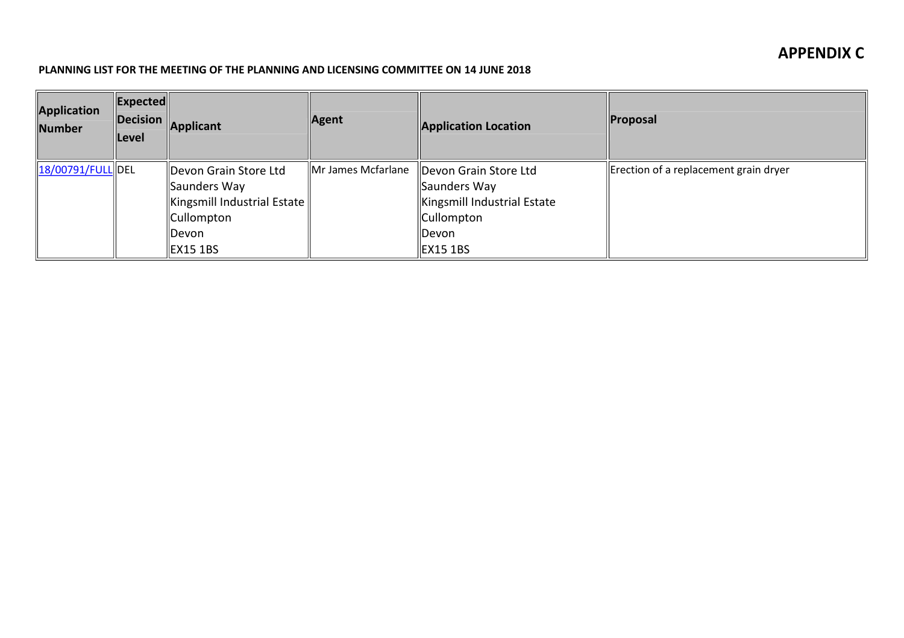# APPENDIX C

**PLANNING LIST FOR THE MEETING OF THE PLANNING AND LICENSING COMMITTEE ON 14 JUNE 2018**

| Application Number | Expected Decision Level | Applicant | Agent | Application Location | Proposal |
|---|---|---|---|---|---|
| 18/00791/FULL | DEL | Devon Grain Store Ltd<br>Saunders Way<br>Kingsmill Industrial Estate<br>Cullompton<br>Devon<br>EX15 1BS | Mr James Mcfarlane | Devon Grain Store Ltd<br>Saunders Way<br>Kingsmill Industrial Estate<br>Cullompton<br>Devon<br>EX15 1BS | Erection of a replacement grain dryer |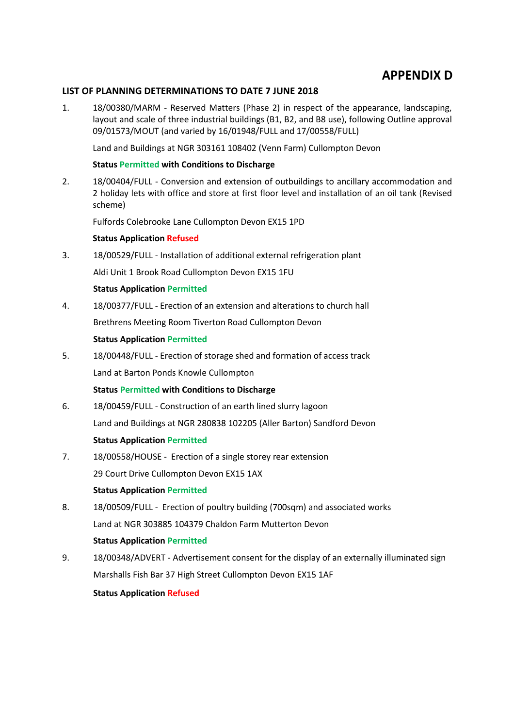# APPENDIX D

## LIST OF PLANNING DETERMINATIONS TO DATE 7 JUNE 2018

1. 18/00380/MARM - Reserved Matters (Phase 2) in respect of the appearance, landscaping, layout and scale of three industrial buildings (B1, B2, and B8 use), following Outline approval 09/01573/MOUT (and varied by 16/01948/FULL and 17/00558/FULL)

   Land and Buildings at NGR 303161 108402 (Venn Farm) Cullompton Devon

   **Status Permitted with Conditions to Discharge**

2. 18/00404/FULL - Conversion and extension of outbuildings to ancillary accommodation and 2 holiday lets with office and store at first floor level and installation of an oil tank (Revised scheme)

   Fulfords Colebrooke Lane Cullompton Devon EX15 1PD

   **Status Application Refused**

3. 18/00529/FULL - Installation of additional external refrigeration plant

   Aldi Unit 1 Brook Road Cullompton Devon EX15 1FU

   **Status Application Permitted**

4. 18/00377/FULL - Erection of an extension and alterations to church hall

   Brethrens Meeting Room Tiverton Road Cullompton Devon

   **Status Application Permitted**

5. 18/00448/FULL - Erection of storage shed and formation of access track

   Land at Barton Ponds Knowle Cullompton

   **Status Permitted with Conditions to Discharge**

6. 18/00459/FULL - Construction of an earth lined slurry lagoon

   Land and Buildings at NGR 280838 102205 (Aller Barton) Sandford Devon

   **Status Application Permitted**

7. 18/00558/HOUSE - Erection of a single storey rear extension

   29 Court Drive Cullompton Devon EX15 1AX

   **Status Application Permitted**

8. 18/00509/FULL - Erection of poultry building (700sqm) and associated works

   Land at NGR 303885 104379 Chaldon Farm Mutterton Devon

   **Status Application Permitted**

9. 18/00348/ADVERT - Advertisement consent for the display of an externally illuminated sign

   Marshalls Fish Bar 37 High Street Cullompton Devon EX15 1AF

   **Status Application Refused**